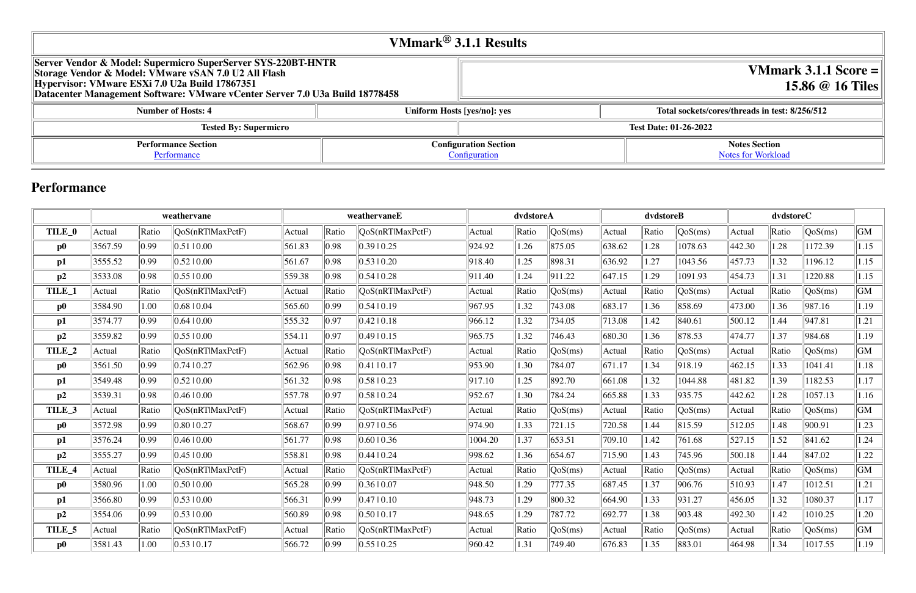# VMmark® 3.1.1 Results

| Server Vendor & Model: Supermicro SuperServer SYS-220BT-HNTR<br>Storage Vendor & Model: VMware vSAN 7.0 U2 All Flash<br>Hypervisor: VMware ESXi 7.0 U2a Build 17867351<br>Datacenter Management Software: VMware vCenter Server 7.0 U3a Build 18778458 | VMmark 3.1.1 Score = 15.86 @ 16 Tiles |
| --- | --- |

| Number of Hosts: 4 | Uniform Hosts [yes/no]: yes | Total sockets/cores/threads in test: 8/256/512 |
| --- | --- | --- |

| Tested By: Supermicro | Test Date: 01-26-2022 |
| --- | --- |

| Performance Section | Configuration Section | Notes Section |
| --- | --- | --- |
| Performance | Configuration | Notes for Workload |

## Performance

| | weathervane | | | weathervaneE | | | dvdstoreA | | | dvdstoreB | | | dvdstoreC | | | |
| --- | --- | --- | --- | --- | --- | --- | --- | --- | --- | --- | --- | --- | --- | --- | --- | --- |
| **TILE_0** | Actual | Ratio | QoS(nRT\|MaxPctF) | Actual | Ratio | QoS(nRT\|MaxPctF) | Actual | Ratio | QoS(ms) | Actual | Ratio | QoS(ms) | Actual | Ratio | QoS(ms) | GM |
| **p0** | 3567.59 | 0.99 | 0.51 \| 0.00 | 561.83 | 0.98 | 0.39 \| 0.25 | 924.92 | 1.26 | 875.05 | 638.62 | 1.28 | 1078.63 | 442.30 | 1.28 | 1172.39 | 1.15 |
| **p1** | 3555.52 | 0.99 | 0.52 \| 0.00 | 561.67 | 0.98 | 0.53 \| 0.20 | 918.40 | 1.25 | 898.31 | 636.92 | 1.27 | 1043.56 | 457.73 | 1.32 | 1196.12 | 1.15 |
| **p2** | 3533.08 | 0.98 | 0.55 \| 0.00 | 559.38 | 0.98 | 0.54 \| 0.28 | 911.40 | 1.24 | 911.22 | 647.15 | 1.29 | 1091.93 | 454.73 | 1.31 | 1220.88 | 1.15 |
| **TILE_1** | Actual | Ratio | QoS(nRT\|MaxPctF) | Actual | Ratio | QoS(nRT\|MaxPctF) | Actual | Ratio | QoS(ms) | Actual | Ratio | QoS(ms) | Actual | Ratio | QoS(ms) | GM |
| **p0** | 3584.90 | 1.00 | 0.68 \| 0.04 | 565.60 | 0.99 | 0.54 \| 0.19 | 967.95 | 1.32 | 743.08 | 683.17 | 1.36 | 858.69 | 473.00 | 1.36 | 987.16 | 1.19 |
| **p1** | 3574.77 | 0.99 | 0.64 \| 0.00 | 555.32 | 0.97 | 0.42 \| 0.18 | 966.12 | 1.32 | 734.05 | 713.08 | 1.42 | 840.61 | 500.12 | 1.44 | 947.81 | 1.21 |
| **p2** | 3559.82 | 0.99 | 0.55 \| 0.00 | 554.11 | 0.97 | 0.49 \| 0.15 | 965.75 | 1.32 | 746.43 | 680.30 | 1.36 | 878.53 | 474.77 | 1.37 | 984.68 | 1.19 |
| **TILE_2** | Actual | Ratio | QoS(nRT\|MaxPctF) | Actual | Ratio | QoS(nRT\|MaxPctF) | Actual | Ratio | QoS(ms) | Actual | Ratio | QoS(ms) | Actual | Ratio | QoS(ms) | GM |
| **p0** | 3561.50 | 0.99 | 0.74 \| 0.27 | 562.96 | 0.98 | 0.41 \| 0.17 | 953.90 | 1.30 | 784.07 | 671.17 | 1.34 | 918.19 | 462.15 | 1.33 | 1041.41 | 1.18 |
| **p1** | 3549.48 | 0.99 | 0.52 \| 0.00 | 561.32 | 0.98 | 0.58 \| 0.23 | 917.10 | 1.25 | 892.70 | 661.08 | 1.32 | 1044.88 | 481.82 | 1.39 | 1182.53 | 1.17 |
| **p2** | 3539.31 | 0.98 | 0.46 \| 0.00 | 557.78 | 0.97 | 0.58 \| 0.24 | 952.67 | 1.30 | 784.24 | 665.88 | 1.33 | 935.75 | 442.62 | 1.28 | 1057.13 | 1.16 |
| **TILE_3** | Actual | Ratio | QoS(nRT\|MaxPctF) | Actual | Ratio | QoS(nRT\|MaxPctF) | Actual | Ratio | QoS(ms) | Actual | Ratio | QoS(ms) | Actual | Ratio | QoS(ms) | GM |
| **p0** | 3572.98 | 0.99 | 0.80 \| 0.27 | 568.67 | 0.99 | 0.97 \| 0.56 | 974.90 | 1.33 | 721.15 | 720.58 | 1.44 | 815.59 | 512.05 | 1.48 | 900.91 | 1.23 |
| **p1** | 3576.24 | 0.99 | 0.46 \| 0.00 | 561.77 | 0.98 | 0.60 \| 0.36 | 1004.20 | 1.37 | 653.51 | 709.10 | 1.42 | 761.68 | 527.15 | 1.52 | 841.62 | 1.24 |
| **p2** | 3555.27 | 0.99 | 0.45 \| 0.00 | 558.81 | 0.98 | 0.44 \| 0.24 | 998.62 | 1.36 | 654.67 | 715.90 | 1.43 | 745.96 | 500.18 | 1.44 | 847.02 | 1.22 |
| **TILE_4** | Actual | Ratio | QoS(nRT\|MaxPctF) | Actual | Ratio | QoS(nRT\|MaxPctF) | Actual | Ratio | QoS(ms) | Actual | Ratio | QoS(ms) | Actual | Ratio | QoS(ms) | GM |
| **p0** | 3580.96 | 1.00 | 0.50 \| 0.00 | 565.28 | 0.99 | 0.36 \| 0.07 | 948.50 | 1.29 | 777.35 | 687.45 | 1.37 | 906.76 | 510.93 | 1.47 | 1012.51 | 1.21 |
| **p1** | 3566.80 | 0.99 | 0.53 \| 0.00 | 566.31 | 0.99 | 0.47 \| 0.10 | 948.73 | 1.29 | 800.32 | 664.90 | 1.33 | 931.27 | 456.05 | 1.32 | 1080.37 | 1.17 |
| **p2** | 3554.06 | 0.99 | 0.53 \| 0.00 | 560.89 | 0.98 | 0.50 \| 0.17 | 948.65 | 1.29 | 787.72 | 692.77 | 1.38 | 903.48 | 492.30 | 1.42 | 1010.25 | 1.20 |
| **TILE_5** | Actual | Ratio | QoS(nRT\|MaxPctF) | Actual | Ratio | QoS(nRT\|MaxPctF) | Actual | Ratio | QoS(ms) | Actual | Ratio | QoS(ms) | Actual | Ratio | QoS(ms) | GM |
| **p0** | 3581.43 | 1.00 | 0.53 \| 0.17 | 566.72 | 0.99 | 0.55 \| 0.25 | 960.42 | 1.31 | 749.40 | 676.83 | 1.35 | 883.01 | 464.98 | 1.34 | 1017.55 | 1.19 |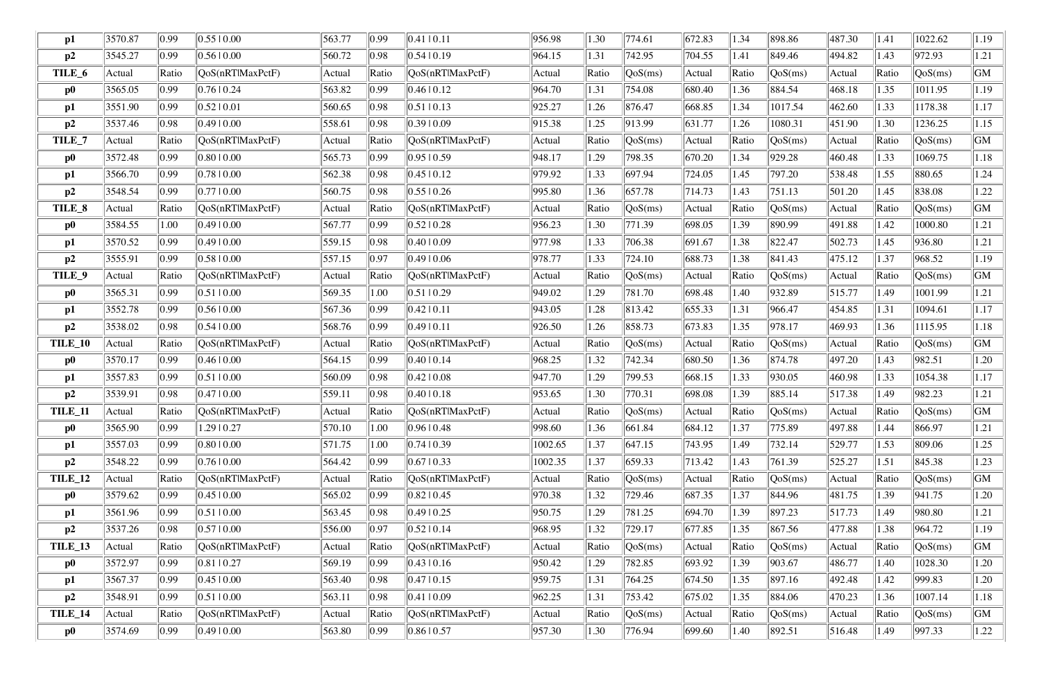| p1 | 3570.87 | 0.99 | 0.55 \| 0.00 | 563.77 | 0.99 | 0.41 \| 0.11 | 956.98 | 1.30 | 774.61 | 672.83 | 1.34 | 898.86 | 487.30 | 1.41 | 1022.62 | 1.19 |
|---|---|---|---|---|---|---|---|---|---|---|---|---|---|---|---|---|---|
| **p2** | 3545.27 | 0.99 | 0.56 \| 0.00 | 560.72 | 0.98 | 0.54 \| 0.19 | 964.15 | 1.31 | 742.95 | 704.55 | 1.41 | 849.46 | 494.82 | 1.43 | 972.93 | 1.21 |
| **TILE_6** | Actual | Ratio | QoS(nRT\|MaxPctF) | Actual | Ratio | QoS(nRT\|MaxPctF) | Actual | Ratio | QoS(ms) | Actual | Ratio | QoS(ms) | Actual | Ratio | QoS(ms) | GM |
| **p0** | 3565.05 | 0.99 | 0.76 \| 0.24 | 563.82 | 0.99 | 0.46 \| 0.12 | 964.70 | 1.31 | 754.08 | 680.40 | 1.36 | 884.54 | 468.18 | 1.35 | 1011.95 | 1.19 |
| **p1** | 3551.90 | 0.99 | 0.52 \| 0.01 | 560.65 | 0.98 | 0.51 \| 0.13 | 925.27 | 1.26 | 876.47 | 668.85 | 1.34 | 1017.54 | 462.60 | 1.33 | 1178.38 | 1.17 |
| **p2** | 3537.46 | 0.98 | 0.49 \| 0.00 | 558.61 | 0.98 | 0.39 \| 0.09 | 915.38 | 1.25 | 913.99 | 631.77 | 1.26 | 1080.31 | 451.90 | 1.30 | 1236.25 | 1.15 |
| **TILE_7** | Actual | Ratio | QoS(nRT\|MaxPctF) | Actual | Ratio | QoS(nRT\|MaxPctF) | Actual | Ratio | QoS(ms) | Actual | Ratio | QoS(ms) | Actual | Ratio | QoS(ms) | GM |
| **p0** | 3572.48 | 0.99 | 0.80 \| 0.00 | 565.73 | 0.99 | 0.95 \| 0.59 | 948.17 | 1.29 | 798.35 | 670.20 | 1.34 | 929.28 | 460.48 | 1.33 | 1069.75 | 1.18 |
| **p1** | 3566.70 | 0.99 | 0.78 \| 0.00 | 562.38 | 0.98 | 0.45 \| 0.12 | 979.92 | 1.33 | 697.94 | 724.05 | 1.45 | 797.20 | 538.48 | 1.55 | 880.65 | 1.24 |
| **p2** | 3548.54 | 0.99 | 0.77 \| 0.00 | 560.75 | 0.98 | 0.55 \| 0.26 | 995.80 | 1.36 | 657.78 | 714.73 | 1.43 | 751.13 | 501.20 | 1.45 | 838.08 | 1.22 |
| **TILE_8** | Actual | Ratio | QoS(nRT\|MaxPctF) | Actual | Ratio | QoS(nRT\|MaxPctF) | Actual | Ratio | QoS(ms) | Actual | Ratio | QoS(ms) | Actual | Ratio | QoS(ms) | GM |
| **p0** | 3584.55 | 1.00 | 0.49 \| 0.00 | 567.77 | 0.99 | 0.52 \| 0.28 | 956.23 | 1.30 | 771.39 | 698.05 | 1.39 | 890.99 | 491.88 | 1.42 | 1000.80 | 1.21 |
| **p1** | 3570.52 | 0.99 | 0.49 \| 0.00 | 559.15 | 0.98 | 0.40 \| 0.09 | 977.98 | 1.33 | 706.38 | 691.67 | 1.38 | 822.47 | 502.73 | 1.45 | 936.80 | 1.21 |
| **p2** | 3555.91 | 0.99 | 0.58 \| 0.00 | 557.15 | 0.97 | 0.49 \| 0.06 | 978.77 | 1.33 | 724.10 | 688.73 | 1.38 | 841.43 | 475.12 | 1.37 | 968.52 | 1.19 |
| **TILE_9** | Actual | Ratio | QoS(nRT\|MaxPctF) | Actual | Ratio | QoS(nRT\|MaxPctF) | Actual | Ratio | QoS(ms) | Actual | Ratio | QoS(ms) | Actual | Ratio | QoS(ms) | GM |
| **p0** | 3565.31 | 0.99 | 0.51 \| 0.00 | 569.35 | 1.00 | 0.51 \| 0.29 | 949.02 | 1.29 | 781.70 | 698.48 | 1.40 | 932.89 | 515.77 | 1.49 | 1001.99 | 1.21 |
| **p1** | 3552.78 | 0.99 | 0.56 \| 0.00 | 567.36 | 0.99 | 0.42 \| 0.11 | 943.05 | 1.28 | 813.42 | 655.33 | 1.31 | 966.47 | 454.85 | 1.31 | 1094.61 | 1.17 |
| **p2** | 3538.02 | 0.98 | 0.54 \| 0.00 | 568.76 | 0.99 | 0.49 \| 0.11 | 926.50 | 1.26 | 858.73 | 673.83 | 1.35 | 978.17 | 469.93 | 1.36 | 1115.95 | 1.18 |
| **TILE_10** | Actual | Ratio | QoS(nRT\|MaxPctF) | Actual | Ratio | QoS(nRT\|MaxPctF) | Actual | Ratio | QoS(ms) | Actual | Ratio | QoS(ms) | Actual | Ratio | QoS(ms) | GM |
| **p0** | 3570.17 | 0.99 | 0.46 \| 0.00 | 564.15 | 0.99 | 0.40 \| 0.14 | 968.25 | 1.32 | 742.34 | 680.50 | 1.36 | 874.78 | 497.20 | 1.43 | 982.51 | 1.20 |
| **p1** | 3557.83 | 0.99 | 0.51 \| 0.00 | 560.09 | 0.98 | 0.42 \| 0.08 | 947.70 | 1.29 | 799.53 | 668.15 | 1.33 | 930.05 | 460.98 | 1.33 | 1054.38 | 1.17 |
| **p2** | 3539.91 | 0.98 | 0.47 \| 0.00 | 559.11 | 0.98 | 0.40 \| 0.18 | 953.65 | 1.30 | 770.31 | 698.08 | 1.39 | 885.14 | 517.38 | 1.49 | 982.23 | 1.21 |
| **TILE_11** | Actual | Ratio | QoS(nRT\|MaxPctF) | Actual | Ratio | QoS(nRT\|MaxPctF) | Actual | Ratio | QoS(ms) | Actual | Ratio | QoS(ms) | Actual | Ratio | QoS(ms) | GM |
| **p0** | 3565.90 | 0.99 | 1.29 \| 0.27 | 570.10 | 1.00 | 0.96 \| 0.48 | 998.60 | 1.36 | 661.84 | 684.12 | 1.37 | 775.89 | 497.88 | 1.44 | 866.97 | 1.21 |
| **p1** | 3557.03 | 0.99 | 0.80 \| 0.00 | 571.75 | 1.00 | 0.74 \| 0.39 | 1002.65 | 1.37 | 647.15 | 743.95 | 1.49 | 732.14 | 529.77 | 1.53 | 809.06 | 1.25 |
| **p2** | 3548.22 | 0.99 | 0.76 \| 0.00 | 564.42 | 0.99 | 0.67 \| 0.33 | 1002.35 | 1.37 | 659.33 | 713.42 | 1.43 | 761.39 | 525.27 | 1.51 | 845.38 | 1.23 |
| **TILE_12** | Actual | Ratio | QoS(nRT\|MaxPctF) | Actual | Ratio | QoS(nRT\|MaxPctF) | Actual | Ratio | QoS(ms) | Actual | Ratio | QoS(ms) | Actual | Ratio | QoS(ms) | GM |
| **p0** | 3579.62 | 0.99 | 0.45 \| 0.00 | 565.02 | 0.99 | 0.82 \| 0.45 | 970.38 | 1.32 | 729.46 | 687.35 | 1.37 | 844.96 | 481.75 | 1.39 | 941.75 | 1.20 |
| **p1** | 3561.96 | 0.99 | 0.51 \| 0.00 | 563.45 | 0.98 | 0.49 \| 0.25 | 950.75 | 1.29 | 781.25 | 694.70 | 1.39 | 897.23 | 517.73 | 1.49 | 980.80 | 1.21 |
| **p2** | 3537.26 | 0.98 | 0.57 \| 0.00 | 556.00 | 0.97 | 0.52 \| 0.14 | 968.95 | 1.32 | 729.17 | 677.85 | 1.35 | 867.56 | 477.88 | 1.38 | 964.72 | 1.19 |
| **TILE_13** | Actual | Ratio | QoS(nRT\|MaxPctF) | Actual | Ratio | QoS(nRT\|MaxPctF) | Actual | Ratio | QoS(ms) | Actual | Ratio | QoS(ms) | Actual | Ratio | QoS(ms) | GM |
| **p0** | 3572.97 | 0.99 | 0.81 \| 0.27 | 569.19 | 0.99 | 0.43 \| 0.16 | 950.42 | 1.29 | 782.85 | 693.92 | 1.39 | 903.67 | 486.77 | 1.40 | 1028.30 | 1.20 |
| **p1** | 3567.37 | 0.99 | 0.45 \| 0.00 | 563.40 | 0.98 | 0.47 \| 0.15 | 959.75 | 1.31 | 764.25 | 674.50 | 1.35 | 897.16 | 492.48 | 1.42 | 999.83 | 1.20 |
| **p2** | 3548.91 | 0.99 | 0.51 \| 0.00 | 563.11 | 0.98 | 0.41 \| 0.09 | 962.25 | 1.31 | 753.42 | 675.02 | 1.35 | 884.06 | 470.23 | 1.36 | 1007.14 | 1.18 |
| **TILE_14** | Actual | Ratio | QoS(nRT\|MaxPctF) | Actual | Ratio | QoS(nRT\|MaxPctF) | Actual | Ratio | QoS(ms) | Actual | Ratio | QoS(ms) | Actual | Ratio | QoS(ms) | GM |
| **p0** | 3574.69 | 0.99 | 0.49 \| 0.00 | 563.80 | 0.99 | 0.86 \| 0.57 | 957.30 | 1.30 | 776.94 | 699.60 | 1.40 | 892.51 | 516.48 | 1.49 | 997.33 | 1.22 |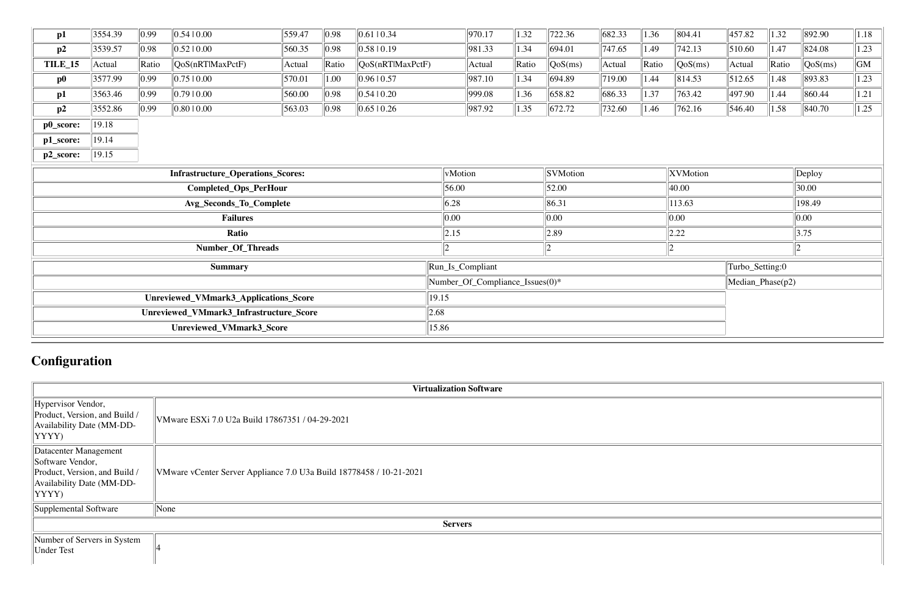| p1 | 3554.39 | 0.99 | 0.54 \| 0.00 | 559.47 | 0.98 | 0.61 \| 0.34 | 970.17 | 1.32 | 722.36 | 682.33 | 1.36 | 804.41 | 457.82 | 1.32 | 892.90 | 1.18 |
|---|---|---|---|---|---|---|---|---|---|---|---|---|---|---|---|---|
| p2 | 3539.57 | 0.98 | 0.52 \| 0.00 | 560.35 | 0.98 | 0.58 \| 0.19 | 981.33 | 1.34 | 694.01 | 747.65 | 1.49 | 742.13 | 510.60 | 1.47 | 824.08 | 1.23 |
| **TILE_15** | Actual | Ratio | QoS(nRT\|MaxPctF) | Actual | Ratio | QoS(nRT\|MaxPctF) | Actual | Ratio | QoS(ms) | Actual | Ratio | QoS(ms) | Actual | Ratio | QoS(ms) | GM |
| **p0** | 3577.99 | 0.99 | 0.75 \| 0.00 | 570.01 | 1.00 | 0.96 \| 0.57 | 987.10 | 1.34 | 694.89 | 719.00 | 1.44 | 814.53 | 512.65 | 1.48 | 893.83 | 1.23 |
| **p1** | 3563.46 | 0.99 | 0.79 \| 0.00 | 560.00 | 0.98 | 0.54 \| 0.20 | 999.08 | 1.36 | 658.82 | 686.33 | 1.37 | 763.42 | 497.90 | 1.44 | 860.44 | 1.21 |
| **p2** | 3552.86 | 0.99 | 0.80 \| 0.00 | 563.03 | 0.98 | 0.65 \| 0.26 | 987.92 | 1.35 | 672.72 | 732.60 | 1.46 | 762.16 | 546.40 | 1.58 | 840.70 | 1.25 |
| **p0_score:** | 19.18 | | | | | | | | | | | | | | | |
| **p1_score:** | 19.14 | | | | | | | | | | | | | | | |
| **p2_score:** | 19.15 | | | | | | | | | | | | | | | |

| **Infrastructure_Operations_Scores:** | vMotion | SVMotion | XVMotion | Deploy |
|---|---|---|---|---|
| **Completed_Ops_PerHour** | 56.00 | 52.00 | 40.00 | 30.00 |
| **Avg_Seconds_To_Complete** | 6.28 | 86.31 | 113.63 | 198.49 |
| **Failures** | 0.00 | 0.00 | 0.00 | 0.00 |
| **Ratio** | 2.15 | 2.89 | 2.22 | 3.75 |
| **Number_Of_Threads** | 2 | 2 | 2 | 2 |

| **Summary** | Run_Is_Compliant | Turbo_Setting:0 |
|---|---|---|
| | Number_Of_Compliance_Issues(0)* | Median_Phase(p2) |
| **Unreviewed_VMmark3_Applications_Score** | 19.15 | |
| **Unreviewed_VMmark3_Infrastructure_Score** | 2.68 | |
| **Unreviewed_VMmark3_Score** | 15.86 | |

## Configuration

| **Virtualization Software** | |
|---|---|
| Hypervisor Vendor, Product, Version, and Build / Availability Date (MM-DD-YYYY) | VMware ESXi 7.0 U2a Build 17867351 / 04-29-2021 |
| Datacenter Management Software Vendor, Product, Version, and Build / Availability Date (MM-DD-YYYY) | VMware vCenter Server Appliance 7.0 U3a Build 18778458 / 10-21-2021 |
| Supplemental Software | None |
| **Servers** | |
| Number of Servers in System Under Test | 4 |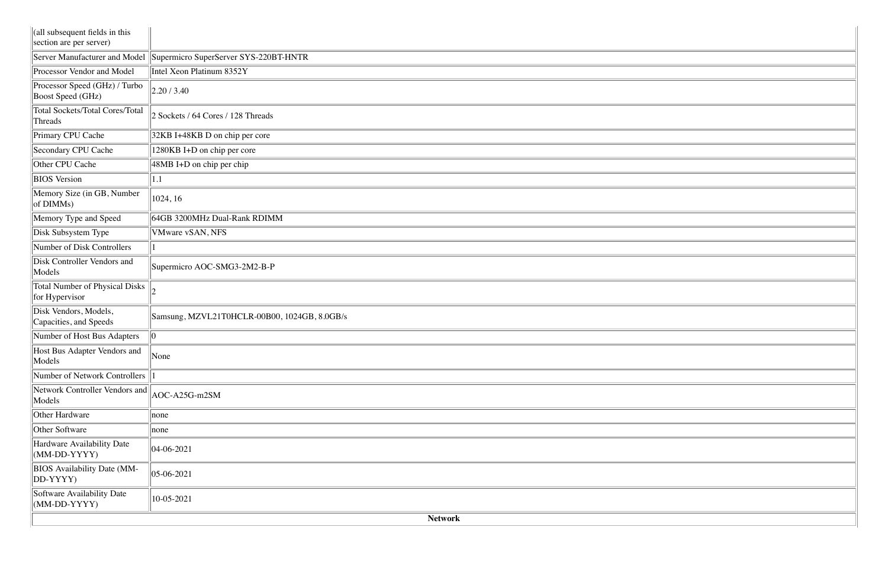| (all subsequent fields in this section are per server) | |
|---|---|
| Server Manufacturer and Model | Supermicro SuperServer SYS-220BT-HNTR |
| Processor Vendor and Model | Intel Xeon Platinum 8352Y |
| Processor Speed (GHz) / Turbo Boost Speed (GHz) | 2.20 / 3.40 |
| Total Sockets/Total Cores/Total Threads | 2 Sockets / 64 Cores / 128 Threads |
| Primary CPU Cache | 32KB I+48KB D on chip per core |
| Secondary CPU Cache | 1280KB I+D on chip per core |
| Other CPU Cache | 48MB I+D on chip per chip |
| BIOS Version | 1.1 |
| Memory Size (in GB, Number of DIMMs) | 1024, 16 |
| Memory Type and Speed | 64GB 3200MHz Dual-Rank RDIMM |
| Disk Subsystem Type | VMware vSAN, NFS |
| Number of Disk Controllers | 1 |
| Disk Controller Vendors and Models | Supermicro AOC-SMG3-2M2-B-P |
| Total Number of Physical Disks for Hypervisor | 2 |
| Disk Vendors, Models, Capacities, and Speeds | Samsung, MZVL21T0HCLR-00B00, 1024GB, 8.0GB/s |
| Number of Host Bus Adapters | 0 |
| Host Bus Adapter Vendors and Models | None |
| Number of Network Controllers | 1 |
| Network Controller Vendors and Models | AOC-A25G-m2SM |
| Other Hardware | none |
| Other Software | none |
| Hardware Availability Date (MM-DD-YYYY) | 04-06-2021 |
| BIOS Availability Date (MM-DD-YYYY) | 05-06-2021 |
| Software Availability Date (MM-DD-YYYY) | 10-05-2021 |

**Network**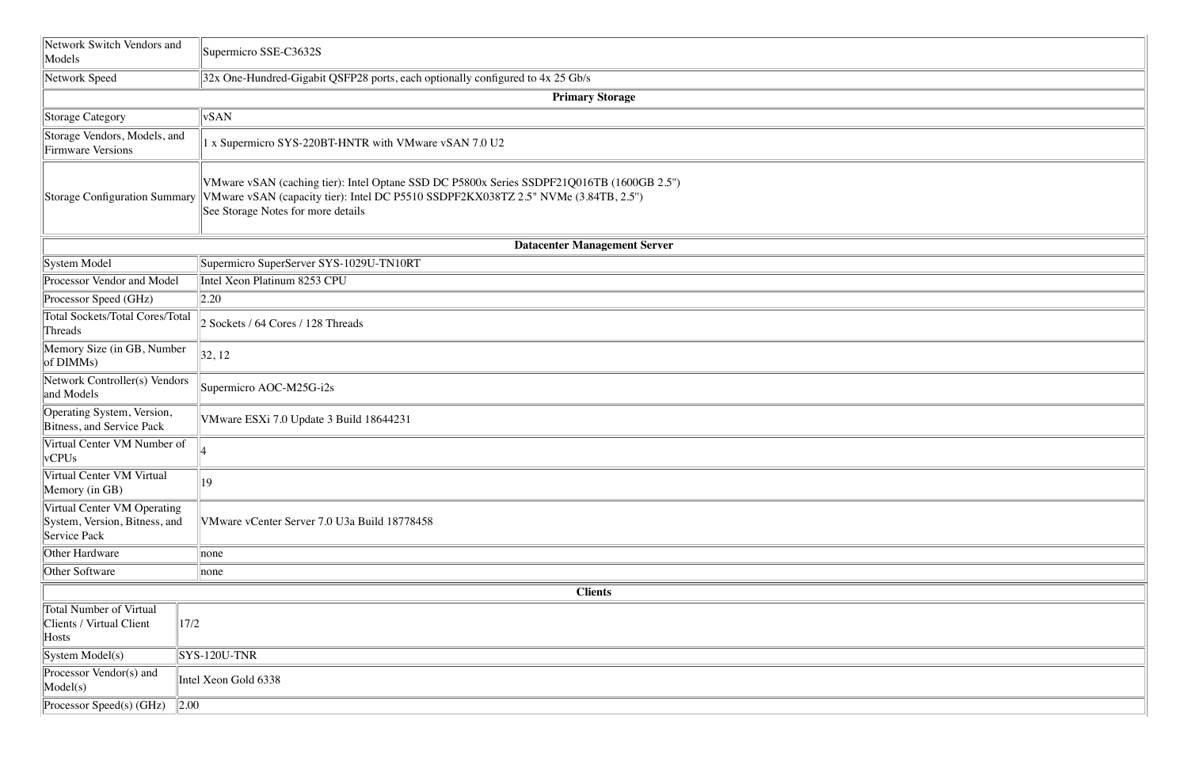| | |
|---|---|
| Network Switch Vendors and Models | Supermicro SSE-C3632S |
| Network Speed | 32x One-Hundred-Gigabit QSFP28 ports, each optionally configured to 4x 25 Gb/s |

**Primary Storage**

| | |
|---|---|
| Storage Category | vSAN |
| Storage Vendors, Models, and Firmware Versions | 1 x Supermicro SYS-220BT-HNTR with VMware vSAN 7.0 U2 |
| Storage Configuration Summary | VMware vSAN (caching tier): Intel Optane SSD DC P5800x Series SSDPF21Q016TB (1600GB 2.5")<br>VMware vSAN (capacity tier): Intel DC P5510 SSDPF2KX038TZ 2.5" NVMe (3.84TB, 2.5")<br>See Storage Notes for more details |

**Datacenter Management Server**

| | |
|---|---|
| System Model | Supermicro SuperServer SYS-1029U-TN10RT |
| Processor Vendor and Model | Intel Xeon Platinum 8253 CPU |
| Processor Speed (GHz) | 2.20 |
| Total Sockets/Total Cores/Total Threads | 2 Sockets / 64 Cores / 128 Threads |
| Memory Size (in GB, Number of DIMMs) | 32, 12 |
| Network Controller(s) Vendors and Models | Supermicro AOC-M25G-i2s |
| Operating System, Version, Bitness, and Service Pack | VMware ESXi 7.0 Update 3 Build 18644231 |
| Virtual Center VM Number of vCPUs | 4 |
| Virtual Center VM Virtual Memory (in GB) | 19 |
| Virtual Center VM Operating System, Version, Bitness, and Service Pack | VMware vCenter Server 7.0 U3a Build 18778458 |
| Other Hardware | none |
| Other Software | none |

**Clients**

| | |
|---|---|
| Total Number of Virtual Clients / Virtual Client Hosts | 17/2 |
| System Model(s) | SYS-120U-TNR |
| Processor Vendor(s) and Model(s) | Intel Xeon Gold 6338 |
| Processor Speed(s) (GHz) | 2.00 |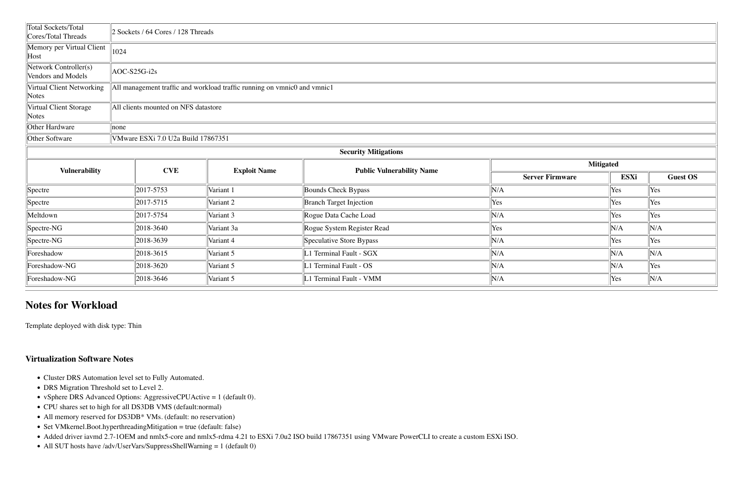| Total Sockets/Total Cores/Total Threads | 2 Sockets / 64 Cores / 128 Threads |
|---|---|
| Memory per Virtual Client Host | 1024 |
| Network Controller(s) Vendors and Models | AOC-S25G-i2s |
| Virtual Client Networking Notes | All management traffic and workload traffic running on vmnic0 and vmnic1 |
| Virtual Client Storage Notes | All clients mounted on NFS datastore |
| Other Hardware | none |
| Other Software | VMware ESXi 7.0 U2a Build 17867351 |

**Security Mitigations**

| Vulnerability | CVE | Exploit Name | Public Vulnerability Name | Mitigated | | |
|---|---|---|---|---|---|---|
| | | | | Server Firmware | ESXi | Guest OS |
| Spectre | 2017-5753 | Variant 1 | Bounds Check Bypass | N/A | Yes | Yes |
| Spectre | 2017-5715 | Variant 2 | Branch Target Injection | Yes | Yes | Yes |
| Meltdown | 2017-5754 | Variant 3 | Rogue Data Cache Load | N/A | Yes | Yes |
| Spectre-NG | 2018-3640 | Variant 3a | Rogue System Register Read | Yes | N/A | N/A |
| Spectre-NG | 2018-3639 | Variant 4 | Speculative Store Bypass | N/A | Yes | Yes |
| Foreshadow | 2018-3615 | Variant 5 | L1 Terminal Fault - SGX | N/A | N/A | N/A |
| Foreshadow-NG | 2018-3620 | Variant 5 | L1 Terminal Fault - OS | N/A | N/A | Yes |
| Foreshadow-NG | 2018-3646 | Variant 5 | L1 Terminal Fault - VMM | N/A | Yes | N/A |

## Notes for Workload

Template deployed with disk type: Thin

### Virtualization Software Notes

- Cluster DRS Automation level set to Fully Automated.
- DRS Migration Threshold set to Level 2.
- vSphere DRS Advanced Options: AggressiveCPUActive = 1 (default 0).
- CPU shares set to high for all DS3DB VMS (default:normal)
- All memory reserved for DS3DB* VMs. (default: no reservation)
- Set VMkernel.Boot.hyperthreadingMitigation = true (default: false)
- Added driver iavmd 2.7-1OEM and nmlx5-core and nmlx5-rdma 4.21 to ESXi 7.0u2 ISO build 17867351 using VMware PowerCLI to create a custom ESXi ISO.
- All SUT hosts have /adv/UserVars/SuppressShellWarning = 1 (default 0)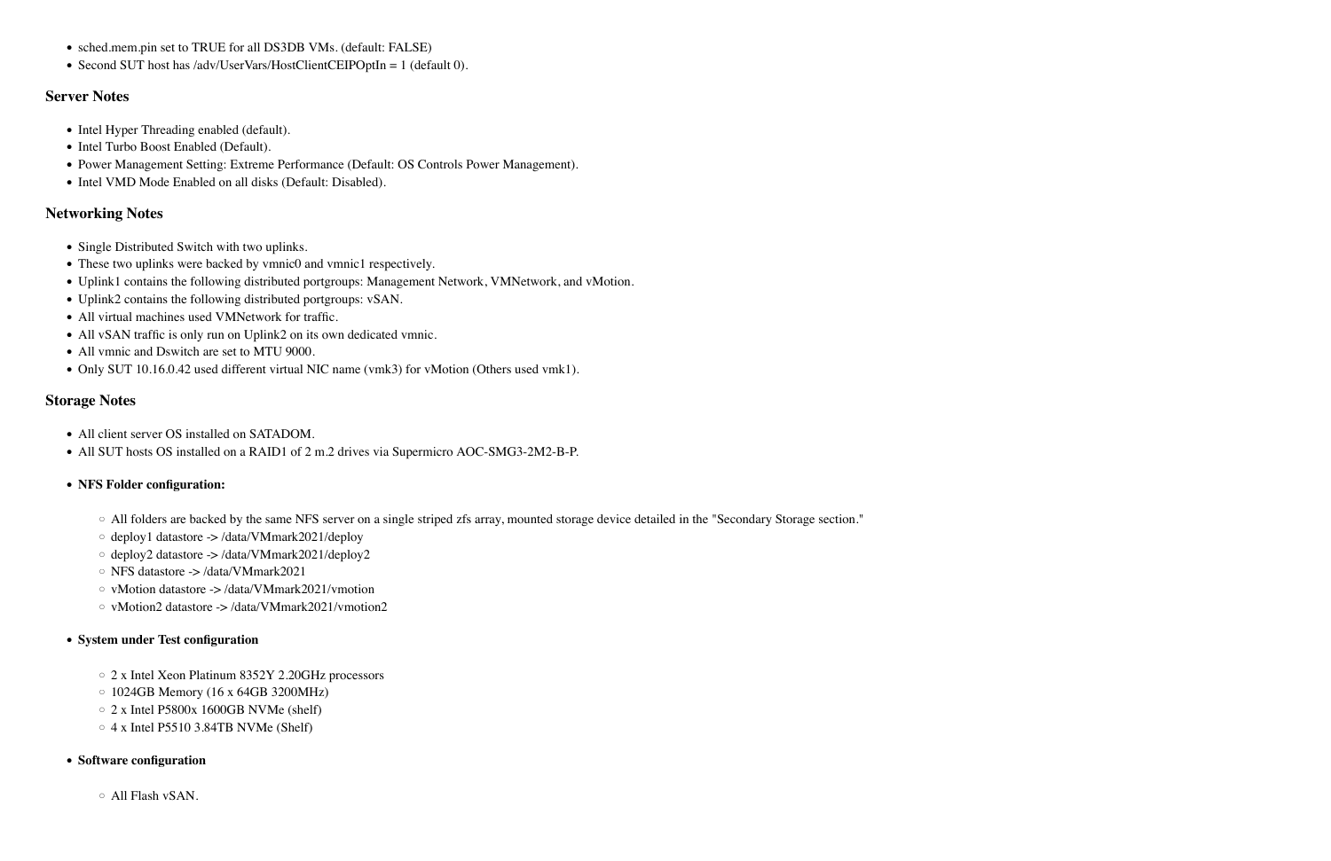- sched.mem.pin set to TRUE for all DS3DB VMs. (default: FALSE)
- Second SUT host has /adv/UserVars/HostClientCEIPOptIn = 1 (default 0).

### Server Notes

- Intel Hyper Threading enabled (default).
- Intel Turbo Boost Enabled (Default).
- Power Management Setting: Extreme Performance (Default: OS Controls Power Management).
- Intel VMD Mode Enabled on all disks (Default: Disabled).

### Networking Notes

- Single Distributed Switch with two uplinks.
- These two uplinks were backed by vmnic0 and vmnic1 respectively.
- Uplink1 contains the following distributed portgroups: Management Network, VMNetwork, and vMotion.
- Uplink2 contains the following distributed portgroups: vSAN.
- All virtual machines used VMNetwork for traffic.
- All vSAN traffic is only run on Uplink2 on its own dedicated vmnic.
- All vmnic and Dswitch are set to MTU 9000.
- Only SUT 10.16.0.42 used different virtual NIC name (vmk3) for vMotion (Others used vmk1).

### Storage Notes

- All client server OS installed on SATADOM.
- All SUT hosts OS installed on a RAID1 of 2 m.2 drives via Supermicro AOC-SMG3-2M2-B-P.
- **NFS Folder configuration:**
    - All folders are backed by the same NFS server on a single striped zfs array, mounted storage device detailed in the "Secondary Storage section."
    - deploy1 datastore -> /data/VMmark2021/deploy
    - deploy2 datastore -> /data/VMmark2021/deploy2
    - NFS datastore -> /data/VMmark2021
    - vMotion datastore -> /data/VMmark2021/vmotion
    - vMotion2 datastore -> /data/VMmark2021/vmotion2
- **System under Test configuration**
    - 2 x Intel Xeon Platinum 8352Y 2.20GHz processors
    - 1024GB Memory (16 x 64GB 3200MHz)
    - 2 x Intel P5800x 1600GB NVMe (shelf)
    - 4 x Intel P5510 3.84TB NVMe (Shelf)
- **Software configuration**
    - All Flash vSAN.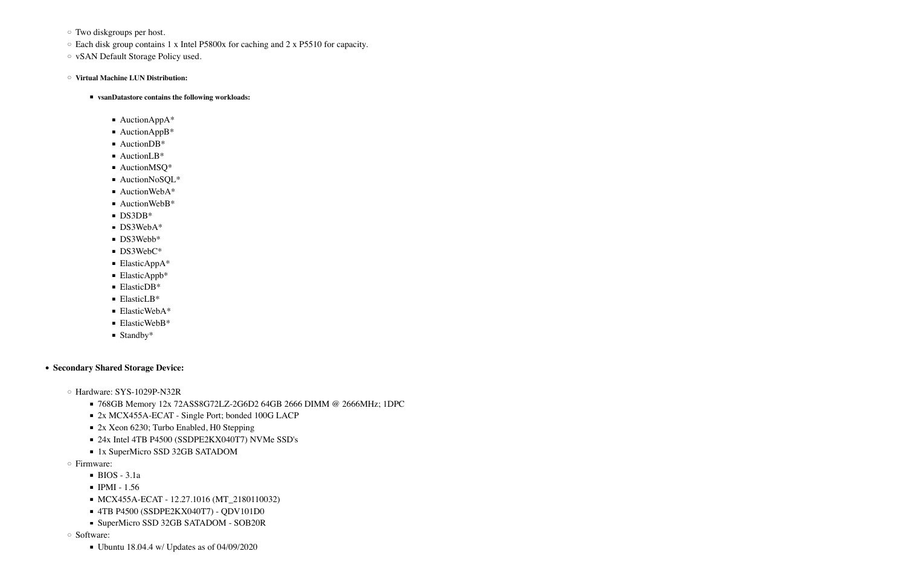- Two diskgroups per host.
  - Each disk group contains 1 x Intel P5800x for caching and 2 x P5510 for capacity.
  - vSAN Default Storage Policy used.
  - **Virtual Machine LUN Distribution:**
    - **vsanDatastore contains the following workloads:**
      - AuctionAppA*
      - AuctionAppB*
      - AuctionDB*
      - AuctionLB*
      - AuctionMSQ*
      - AuctionNoSQL*
      - AuctionWebA*
      - AuctionWebB*
      - DS3DB*
      - DS3WebA*
      - DS3Webb*
      - DS3WebC*
      - ElasticAppA*
      - ElasticAppb*
      - ElasticDB*
      - ElasticLB*
      - ElasticWebA*
      - ElasticWebB*
      - Standby*

- **Secondary Shared Storage Device:**
  - Hardware: SYS-1029P-N32R
    - 768GB Memory 12x 72ASS8G72LZ-2G6D2 64GB 2666 DIMM @ 2666MHz; 1DPC
    - 2x MCX455A-ECAT - Single Port; bonded 100G LACP
    - 2x Xeon 6230; Turbo Enabled, H0 Stepping
    - 24x Intel 4TB P4500 (SSDPE2KX040T7) NVMe SSD's
    - 1x SuperMicro SSD 32GB SATADOM
  - Firmware:
    - BIOS - 3.1a
    - IPMI - 1.56
    - MCX455A-ECAT - 12.27.1016 (MT_2180110032)
    - 4TB P4500 (SSDPE2KX040T7) - QDV101D0
    - SuperMicro SSD 32GB SATADOM - SOB20R
  - Software:
    - Ubuntu 18.04.4 w/ Updates as of 04/09/2020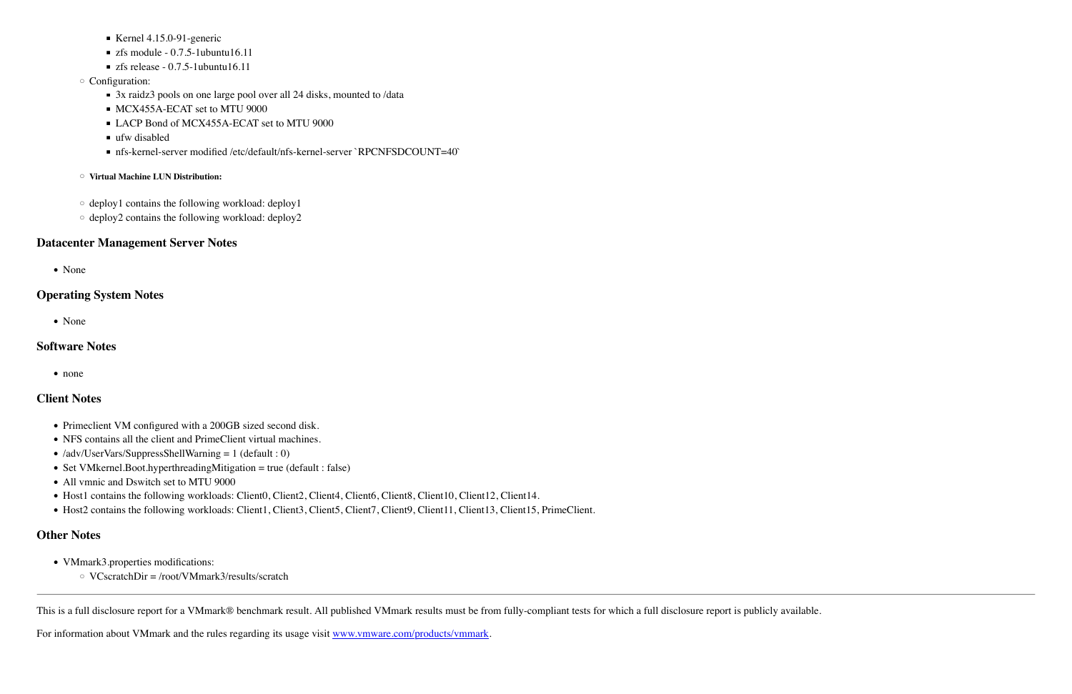- Kernel 4.15.0-91-generic
        - zfs module - 0.7.5-1ubuntu16.11
        - zfs release - 0.7.5-1ubuntu16.11
    - Configuration:
        - 3x raidz3 pools on one large pool over all 24 disks, mounted to /data
        - MCX455A-ECAT set to MTU 9000
        - LACP Bond of MCX455A-ECAT set to MTU 9000
        - ufw disabled
        - nfs-kernel-server modified /etc/default/nfs-kernel-server `RPCNFSDCOUNT=40`
    - **Virtual Machine LUN Distribution:**
    - deploy1 contains the following workload: deploy1
    - deploy2 contains the following workload: deploy2

### Datacenter Management Server Notes

- None

### Operating System Notes

- None

### Software Notes

- none

### Client Notes

- Primeclient VM configured with a 200GB sized second disk.
- NFS contains all the client and PrimeClient virtual machines.
- /adv/UserVars/SuppressShellWarning = 1 (default : 0)
- Set VMkernel.Boot.hyperthreadingMitigation = true (default : false)
- All vmnic and Dswitch set to MTU 9000
- Host1 contains the following workloads: Client0, Client2, Client4, Client6, Client8, Client10, Client12, Client14.
- Host2 contains the following workloads: Client1, Client3, Client5, Client7, Client9, Client11, Client13, Client15, PrimeClient.

### Other Notes

- VMmark3.properties modifications:
    - VCscratchDir = /root/VMmark3/results/scratch

---

This is a full disclosure report for a VMmark® benchmark result. All published VMmark results must be from fully-compliant tests for which a full disclosure report is publicly available.

For information about VMmark and the rules regarding its usage visit [www.vmware.com/products/vmmark](www.vmware.com/products/vmmark).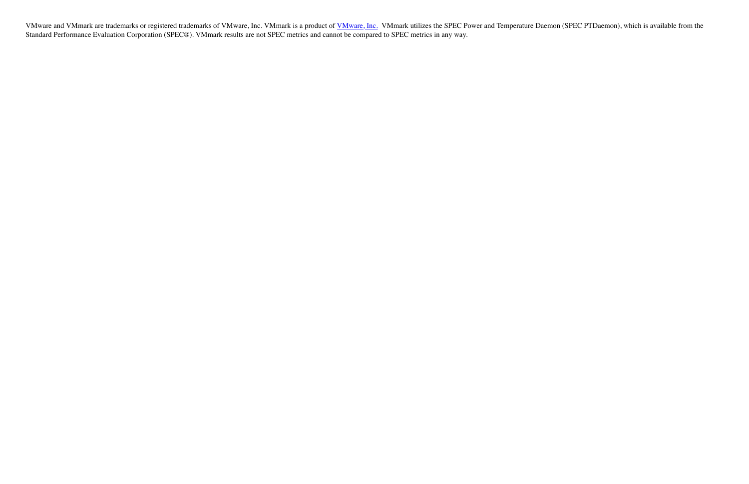VMware and VMmark are trademarks or registered trademarks of VMware, Inc. VMmark is a product of VMware, Inc. VMmark utilizes the SPEC Power and Temperature Daemon (SPEC PTDaemon), which is available from the Standard Performance Evaluation Corporation (SPEC®). VMmark results are not SPEC metrics and cannot be compared to SPEC metrics in any way.